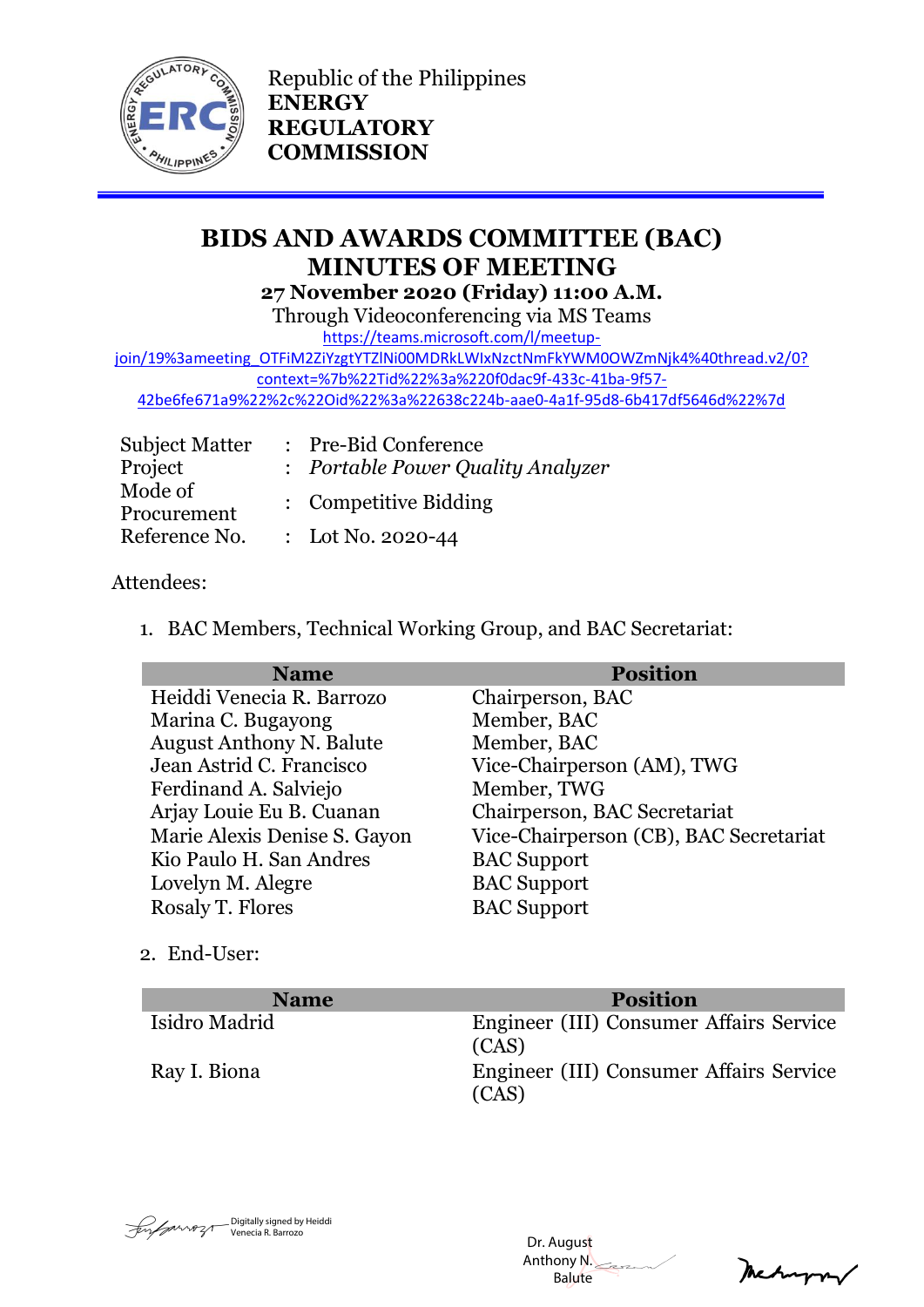Republic of the Philippines
**ENERGY REGULATORY COMMISSION**

# BIDS AND AWARDS COMMITTEE (BAC) MINUTES OF MEETING

**27 November 2020 (Friday) 11:00 A.M.**

Through Videoconferencing via MS Teams

https://teams.microsoft.com/l/meetup-join/19%3ameeting_OTFiM2ZiYzgtYTZlNi00MDRkLWIxNzctNmFkYWM0OWZmNjk4%40thread.v2/0?context=%7b%22Tid%22%3a%220f0dac9f-433c-41ba-9f57-42be6fe671a9%22%2c%22Oid%22%3a%22638c224b-aae0-4a1f-95d8-6b417df5646d%22%7d

| | | |
|---|---|---|
| Subject Matter | : | Pre-Bid Conference |
| Project | : | *Portable Power Quality Analyzer* |
| Mode of Procurement | : | Competitive Bidding |
| Reference No. | : | Lot No. 2020-44 |

Attendees:

1. BAC Members, Technical Working Group, and BAC Secretariat:

| Name | Position |
|---|---|
| Heiddi Venecia R. Barrozo | Chairperson, BAC |
| Marina C. Bugayong | Member, BAC |
| August Anthony N. Balute | Member, BAC |
| Jean Astrid C. Francisco | Vice-Chairperson (AM), TWG |
| Ferdinand A. Salviejo | Member, TWG |
| Arjay Louie Eu B. Cuanan | Chairperson, BAC Secretariat |
| Marie Alexis Denise S. Gayon | Vice-Chairperson (CB), BAC Secretariat |
| Kio Paulo H. San Andres | BAC Support |
| Lovelyn M. Alegre | BAC Support |
| Rosaly T. Flores | BAC Support |

2. End-User:

| Name | Position |
|---|---|
| Isidro Madrid | Engineer (III) Consumer Affairs Service (CAS) |
| Ray I. Biona | Engineer (III) Consumer Affairs Service (CAS) |

Digitally signed by Heiddi Venecia R. Barrozo

Dr. August Anthony N. Balute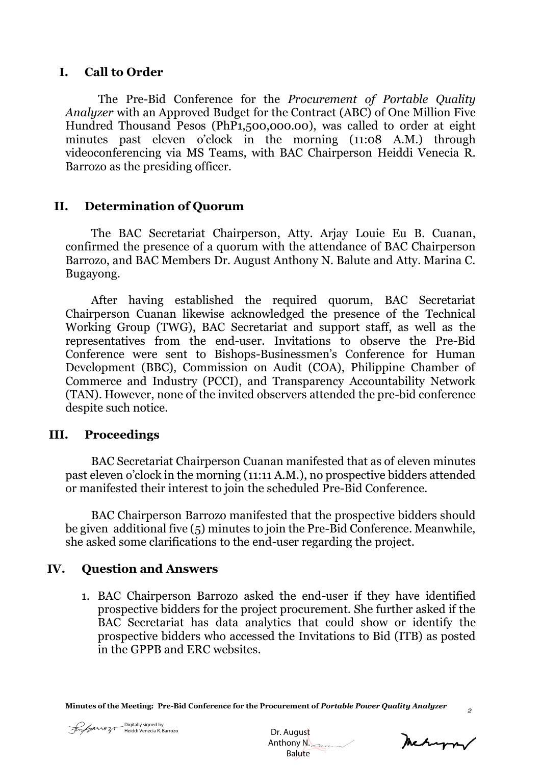## I. Call to Order

The Pre-Bid Conference for the *Procurement of Portable Quality Analyzer* with an Approved Budget for the Contract (ABC) of One Million Five Hundred Thousand Pesos (PhP1,500,000.00), was called to order at eight minutes past eleven o'clock in the morning (11:08 A.M.) through videoconferencing via MS Teams, with BAC Chairperson Heiddi Venecia R. Barrozo as the presiding officer.

## II. Determination of Quorum

The BAC Secretariat Chairperson, Atty. Arjay Louie Eu B. Cuanan, confirmed the presence of a quorum with the attendance of BAC Chairperson Barrozo, and BAC Members Dr. August Anthony N. Balute and Atty. Marina C. Bugayong.

After having established the required quorum, BAC Secretariat Chairperson Cuanan likewise acknowledged the presence of the Technical Working Group (TWG), BAC Secretariat and support staff, as well as the representatives from the end-user. Invitations to observe the Pre-Bid Conference were sent to Bishops-Businessmen's Conference for Human Development (BBC), Commission on Audit (COA), Philippine Chamber of Commerce and Industry (PCCI), and Transparency Accountability Network (TAN). However, none of the invited observers attended the pre-bid conference despite such notice.

## III. Proceedings

BAC Secretariat Chairperson Cuanan manifested that as of eleven minutes past eleven o'clock in the morning (11:11 A.M.), no prospective bidders attended or manifested their interest to join the scheduled Pre-Bid Conference.

BAC Chairperson Barrozo manifested that the prospective bidders should be given additional five (5) minutes to join the Pre-Bid Conference. Meanwhile, she asked some clarifications to the end-user regarding the project.

## IV. Question and Answers

1. BAC Chairperson Barrozo asked the end-user if they have identified prospective bidders for the project procurement. She further asked if the BAC Secretariat has data analytics that could show or identify the prospective bidders who accessed the Invitations to Bid (ITB) as posted in the GPPB and ERC websites.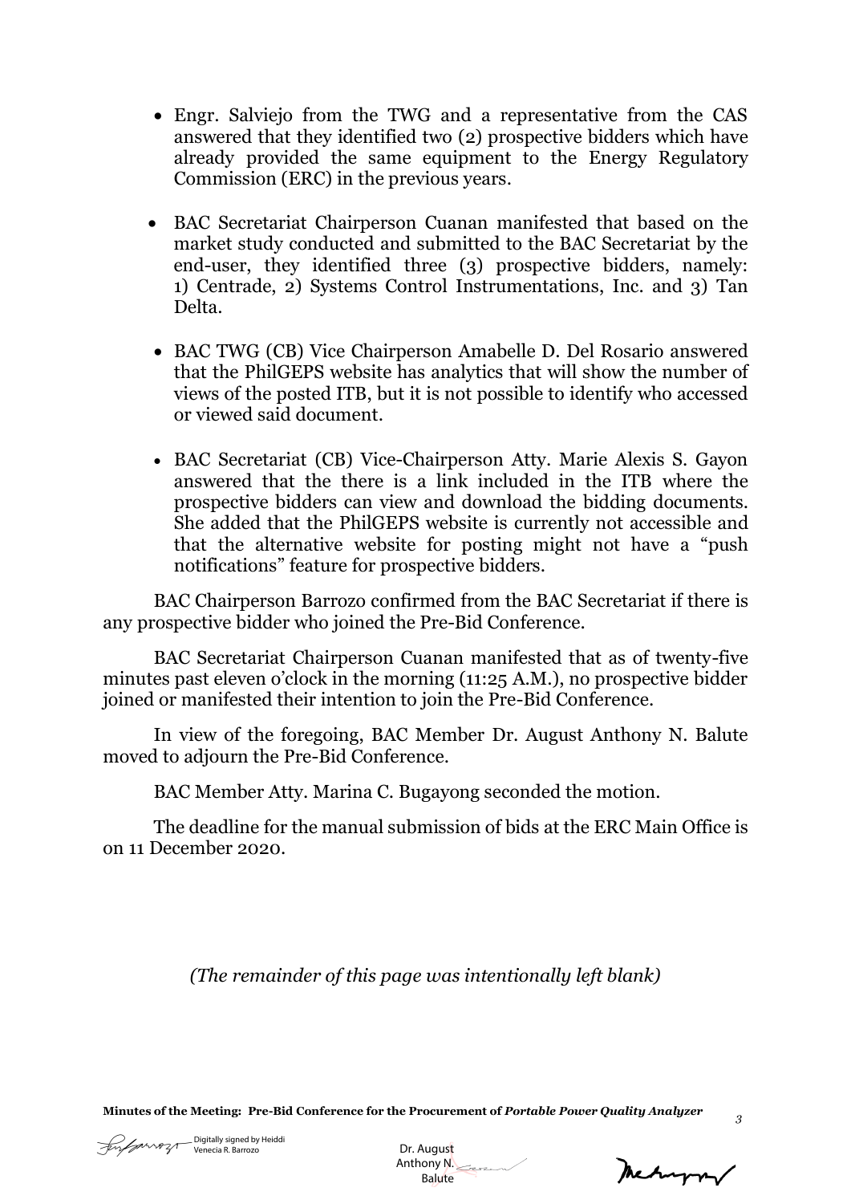- Engr. Salviejo from the TWG and a representative from the CAS answered that they identified two (2) prospective bidders which have already provided the same equipment to the Energy Regulatory Commission (ERC) in the previous years.

- BAC Secretariat Chairperson Cuanan manifested that based on the market study conducted and submitted to the BAC Secretariat by the end-user, they identified three (3) prospective bidders, namely: 1) Centrade, 2) Systems Control Instrumentations, Inc. and 3) Tan Delta.

- BAC TWG (CB) Vice Chairperson Amabelle D. Del Rosario answered that the PhilGEPS website has analytics that will show the number of views of the posted ITB, but it is not possible to identify who accessed or viewed said document.

- BAC Secretariat (CB) Vice-Chairperson Atty. Marie Alexis S. Gayon answered that the there is a link included in the ITB where the prospective bidders can view and download the bidding documents. She added that the PhilGEPS website is currently not accessible and that the alternative website for posting might not have a "push notifications" feature for prospective bidders.

BAC Chairperson Barrozo confirmed from the BAC Secretariat if there is any prospective bidder who joined the Pre-Bid Conference.

BAC Secretariat Chairperson Cuanan manifested that as of twenty-five minutes past eleven o'clock in the morning (11:25 A.M.), no prospective bidder joined or manifested their intention to join the Pre-Bid Conference.

In view of the foregoing, BAC Member Dr. August Anthony N. Balute moved to adjourn the Pre-Bid Conference.

BAC Member Atty. Marina C. Bugayong seconded the motion.

The deadline for the manual submission of bids at the ERC Main Office is on 11 December 2020.

*(The remainder of this page was intentionally left blank)*

Digitally signed by Heiddi Venecia R. Barrozo

Dr. August Anthony N. Balute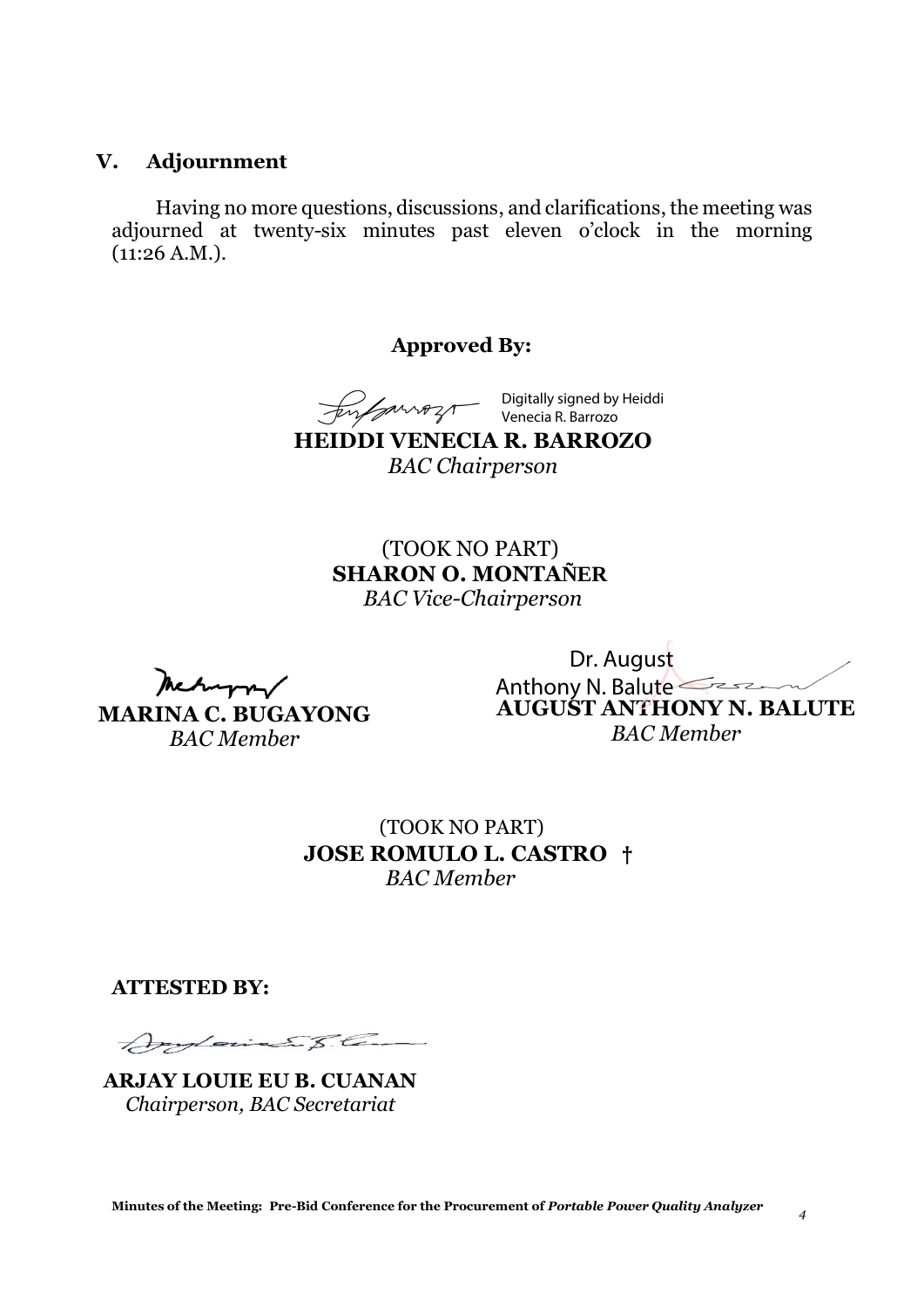## V. Adjournment

Having no more questions, discussions, and clarifications, the meeting was adjourned at twenty-six minutes past eleven o'clock in the morning (11:26 A.M.).

**Approved By:**

Digitally signed by Heiddi Venecia R. Barrozo
**HEIDDI VENECIA R. BARROZO**
*BAC Chairperson*

(TOOK NO PART)
**SHARON O. MONTAÑER**
*BAC Vice-Chairperson*

**MARINA C. BUGAYONG**
*BAC Member*

Dr. August Anthony N. Balute
**AUGUST ANTHONY N. BALUTE**
*BAC Member*

(TOOK NO PART)
**JOSE ROMULO L. CASTRO** †
*BAC Member*

**ATTESTED BY:**

**ARJAY LOUIE EU B. CUANAN**
*Chairperson, BAC Secretariat*